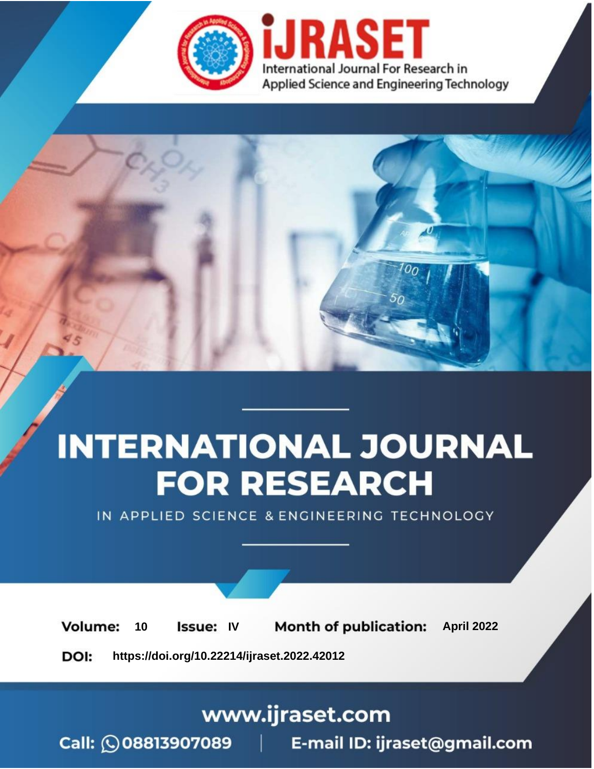# iJRASET

International Journal For Research in Applied Science and Engineering Technology

# INTERNATIONAL JOURNAL FOR RESEARCH

IN APPLIED SCIENCE & ENGINEERING TECHNOLOGY

**Volume:** 10 **Issue:** IV **Month of publication:** April 2022

**DOI:** https://doi.org/10.22214/ijraset.2022.42012

www.ijraset.com

Call: 08813907089 | E-mail ID: ijraset@gmail.com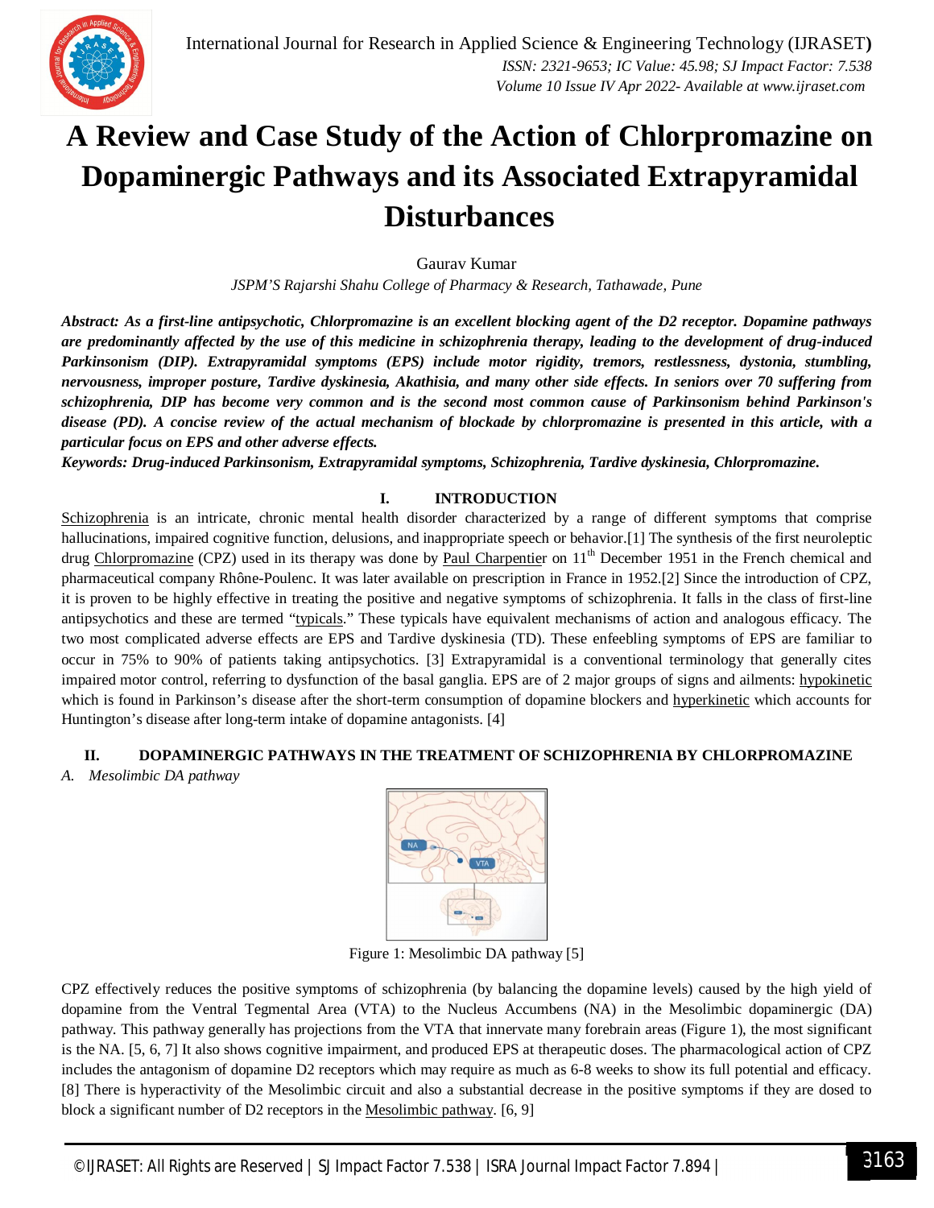# A Review and Case Study of the Action of Chlorpromazine on Dopaminergic Pathways and its Associated Extrapyramidal Disturbances

Gaurav Kumar

*JSPM'S Rajarshi Shahu College of Pharmacy & Research, Tathawade, Pune*

***Abstract:** As a first-line antipsychotic, Chlorpromazine is an excellent blocking agent of the D2 receptor. Dopamine pathways are predominantly affected by the use of this medicine in schizophrenia therapy, leading to the development of drug-induced Parkinsonism (DIP). Extrapyramidal symptoms (EPS) include motor rigidity, tremors, restlessness, dystonia, stumbling, nervousness, improper posture, Tardive dyskinesia, Akathisia, and many other side effects. In seniors over 70 suffering from schizophrenia, DIP has become very common and is the second most common cause of Parkinsonism behind Parkinson's disease (PD). A concise review of the actual mechanism of blockade by chlorpromazine is presented in this article, with a particular focus on EPS and other adverse effects.*

***Keywords:** Drug-induced Parkinsonism, Extrapyramidal symptoms, Schizophrenia, Tardive dyskinesia, Chlorpromazine.*

## I. INTRODUCTION

Schizophrenia is an intricate, chronic mental health disorder characterized by a range of different symptoms that comprise hallucinations, impaired cognitive function, delusions, and inappropriate speech or behavior.[1] The synthesis of the first neuroleptic drug Chlorpromazine (CPZ) used in its therapy was done by Paul Charpentier on 11th December 1951 in the French chemical and pharmaceutical company Rhône-Poulenc. It was later available on prescription in France in 1952.[2] Since the introduction of CPZ, it is proven to be highly effective in treating the positive and negative symptoms of schizophrenia. It falls in the class of first-line antipsychotics and these are termed "typicals." These typicals have equivalent mechanisms of action and analogous efficacy. The two most complicated adverse effects are EPS and Tardive dyskinesia (TD). These enfeebling symptoms of EPS are familiar to occur in 75% to 90% of patients taking antipsychotics. [3] Extrapyramidal is a conventional terminology that generally cites impaired motor control, referring to dysfunction of the basal ganglia. EPS are of 2 major groups of signs and ailments: hypokinetic which is found in Parkinson's disease after the short-term consumption of dopamine blockers and hyperkinetic which accounts for Huntington's disease after long-term intake of dopamine antagonists. [4]

## II. DOPAMINERGIC PATHWAYS IN THE TREATMENT OF SCHIZOPHRENIA BY CHLORPROMAZINE

### A. Mesolimbic DA pathway

Figure 1: Mesolimbic DA pathway [5]

CPZ effectively reduces the positive symptoms of schizophrenia (by balancing the dopamine levels) caused by the high yield of dopamine from the Ventral Tegmental Area (VTA) to the Nucleus Accumbens (NA) in the Mesolimbic dopaminergic (DA) pathway. This pathway generally has projections from the VTA that innervate many forebrain areas (Figure 1), the most significant is the NA. [5, 6, 7] It also shows cognitive impairment, and produced EPS at therapeutic doses. The pharmacological action of CPZ includes the antagonism of dopamine D2 receptors which may require as much as 6-8 weeks to show its full potential and efficacy. [8] There is hyperactivity of the Mesolimbic circuit and also a substantial decrease in the positive symptoms if they are dosed to block a significant number of D2 receptors in the Mesolimbic pathway. [6, 9]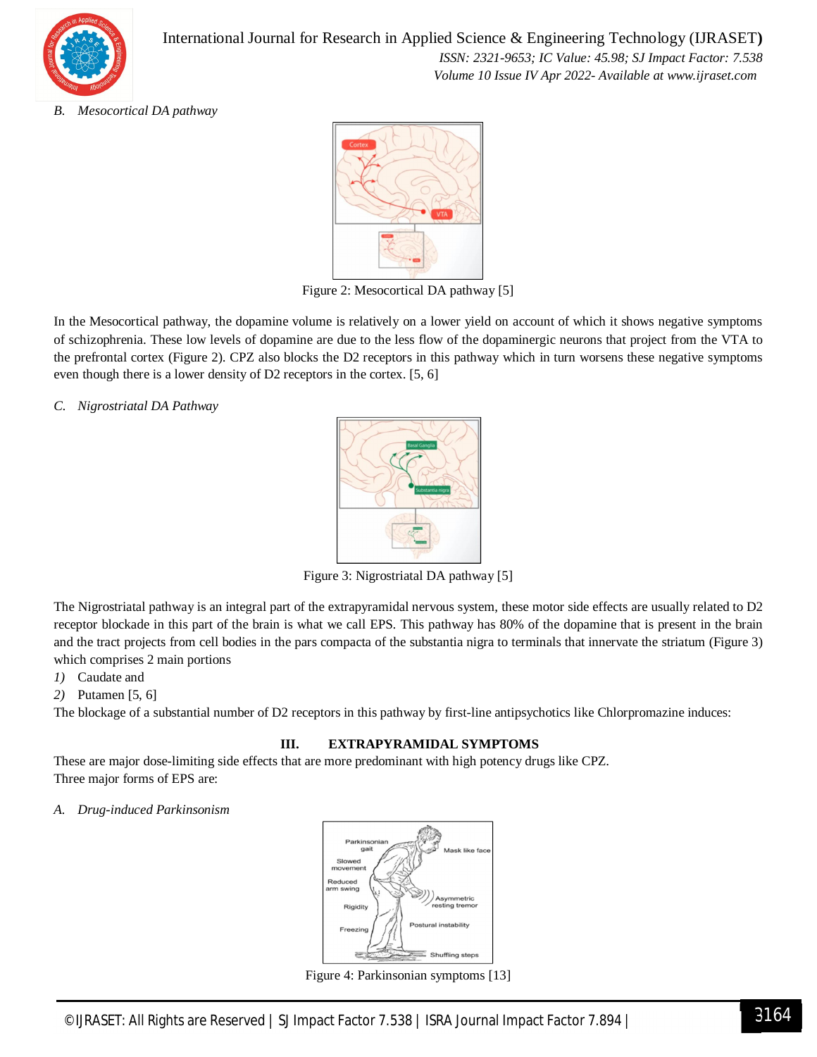### B. Mesocortical DA pathway

Figure 2: Mesocortical DA pathway [5]

In the Mesocortical pathway, the dopamine volume is relatively on a lower yield on account of which it shows negative symptoms of schizophrenia. These low levels of dopamine are due to the less flow of the dopaminergic neurons that project from the VTA to the prefrontal cortex (Figure 2). CPZ also blocks the D2 receptors in this pathway which in turn worsens these negative symptoms even though there is a lower density of D2 receptors in the cortex. [5, 6]

### C. Nigrostriatal DA Pathway

Figure 3: Nigrostriatal DA pathway [5]

The Nigrostriatal pathway is an integral part of the extrapyramidal nervous system, these motor side effects are usually related to D2 receptor blockade in this part of the brain is what we call EPS. This pathway has 80% of the dopamine that is present in the brain and the tract projects from cell bodies in the pars compacta of the substantia nigra to terminals that innervate the striatum (Figure 3) which comprises 2 main portions

1) Caudate and
2) Putamen [5, 6]

The blockage of a substantial number of D2 receptors in this pathway by first-line antipsychotics like Chlorpromazine induces:

## III. EXTRAPYRAMIDAL SYMPTOMS

These are major dose-limiting side effects that are more predominant with high potency drugs like CPZ.
Three major forms of EPS are:

### A. Drug-induced Parkinsonism

Figure 4: Parkinsonian symptoms [13]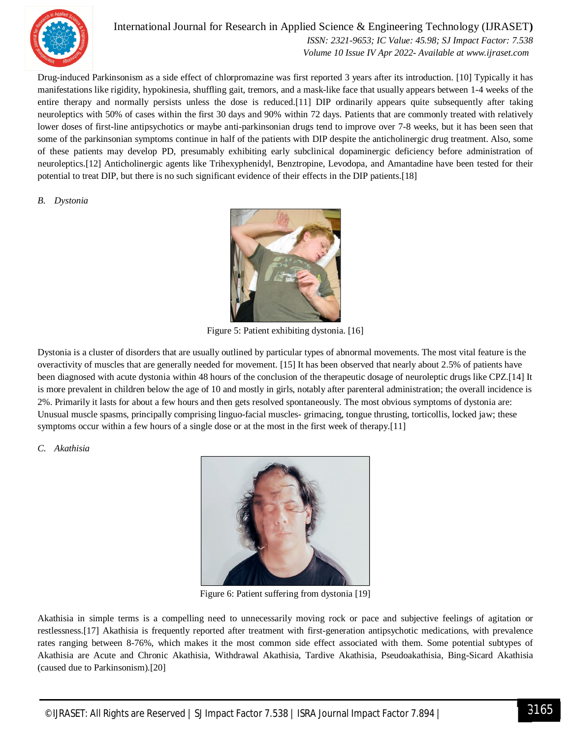Drug-induced Parkinsonism as a side effect of chlorpromazine was first reported 3 years after its introduction. [10] Typically it has manifestations like rigidity, hypokinesia, shuffling gait, tremors, and a mask-like face that usually appears between 1-4 weeks of the entire therapy and normally persists unless the dose is reduced.[11] DIP ordinarily appears quite subsequently after taking neuroleptics with 50% of cases within the first 30 days and 90% within 72 days. Patients that are commonly treated with relatively lower doses of first-line antipsychotics or maybe anti-parkinsonian drugs tend to improve over 7-8 weeks, but it has been seen that some of the parkinsonian symptoms continue in half of the patients with DIP despite the anticholinergic drug treatment. Also, some of these patients may develop PD, presumably exhibiting early subclinical dopaminergic deficiency before administration of neuroleptics.[12] Anticholinergic agents like Trihexyphenidyl, Benztropine, Levodopa, and Amantadine have been tested for their potential to treat DIP, but there is no such significant evidence of their effects in the DIP patients.[18]

### *B. Dystonia*

Figure 5: Patient exhibiting dystonia. [16]

Dystonia is a cluster of disorders that are usually outlined by particular types of abnormal movements. The most vital feature is the overactivity of muscles that are generally needed for movement. [15] It has been observed that nearly about 2.5% of patients have been diagnosed with acute dystonia within 48 hours of the conclusion of the therapeutic dosage of neuroleptic drugs like CPZ.[14] It is more prevalent in children below the age of 10 and mostly in girls, notably after parenteral administration; the overall incidence is 2%. Primarily it lasts for about a few hours and then gets resolved spontaneously. The most obvious symptoms of dystonia are: Unusual muscle spasms, principally comprising linguo-facial muscles- grimacing, tongue thrusting, torticollis, locked jaw; these symptoms occur within a few hours of a single dose or at the most in the first week of therapy.[11]

### *C. Akathisia*

Figure 6: Patient suffering from dystonia [19]

Akathisia in simple terms is a compelling need to unnecessarily moving rock or pace and subjective feelings of agitation or restlessness.[17] Akathisia is frequently reported after treatment with first-generation antipsychotic medications, with prevalence rates ranging between 8-76%, which makes it the most common side effect associated with them. Some potential subtypes of Akathisia are Acute and Chronic Akathisia, Withdrawal Akathisia, Tardive Akathisia, Pseudoakathisia, Bing-Sicard Akathisia (caused due to Parkinsonism).[20]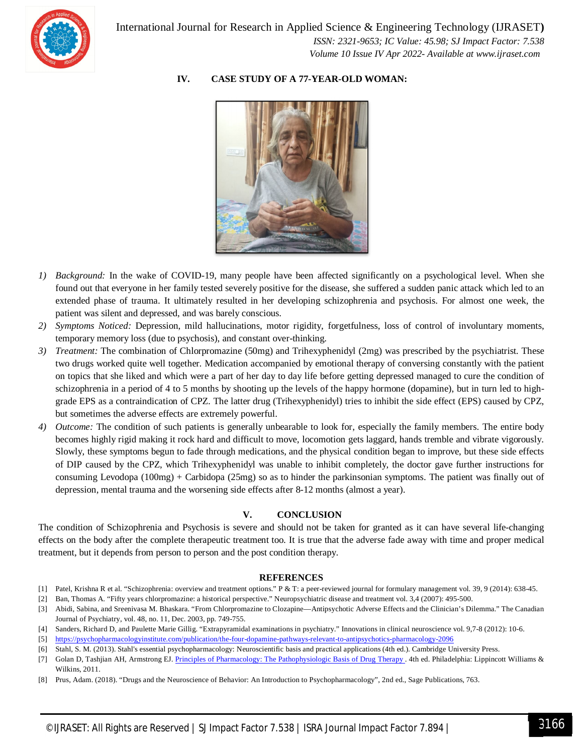## IV. CASE STUDY OF A 77-YEAR-OLD WOMAN:

1) *Background:* In the wake of COVID-19, many people have been affected significantly on a psychological level. When she found out that everyone in her family tested severely positive for the disease, she suffered a sudden panic attack which led to an extended phase of trauma. It ultimately resulted in her developing schizophrenia and psychosis. For almost one week, the patient was silent and depressed, and was barely conscious.
2) *Symptoms Noticed:* Depression, mild hallucinations, motor rigidity, forgetfulness, loss of control of involuntary moments, temporary memory loss (due to psychosis), and constant over-thinking.
3) *Treatment:* The combination of Chlorpromazine (50mg) and Trihexyphenidyl (2mg) was prescribed by the psychiatrist. These two drugs worked quite well together. Medication accompanied by emotional therapy of conversing constantly with the patient on topics that she liked and which were a part of her day to day life before getting depressed managed to cure the condition of schizophrenia in a period of 4 to 5 months by shooting up the levels of the happy hormone (dopamine), but in turn led to high-grade EPS as a contraindication of CPZ. The latter drug (Trihexyphenidyl) tries to inhibit the side effect (EPS) caused by CPZ, but sometimes the adverse effects are extremely powerful.
4) *Outcome:* The condition of such patients is generally unbearable to look for, especially the family members. The entire body becomes highly rigid making it rock hard and difficult to move, locomotion gets laggard, hands tremble and vibrate vigorously. Slowly, these symptoms begun to fade through medications, and the physical condition began to improve, but these side effects of DIP caused by the CPZ, which Trihexyphenidyl was unable to inhibit completely, the doctor gave further instructions for consuming Levodopa (100mg) + Carbidopa (25mg) so as to hinder the parkinsonian symptoms. The patient was finally out of depression, mental trauma and the worsening side effects after 8-12 months (almost a year).

## V. CONCLUSION

The condition of Schizophrenia and Psychosis is severe and should not be taken for granted as it can have several life-changing effects on the body after the complete therapeutic treatment too. It is true that the adverse fade away with time and proper medical treatment, but it depends from person to person and the post condition therapy.

## REFERENCES

[1] Patel, Krishna R et al. "Schizophrenia: overview and treatment options." P & T: a peer-reviewed journal for formulary management vol. 39, 9 (2014): 638-45.
[2] Ban, Thomas A. "Fifty years chlorpromazine: a historical perspective." Neuropsychiatric disease and treatment vol. 3,4 (2007): 495-500.
[3] Abidi, Sabina, and Sreenivasa M. Bhaskara. "From Chlorpromazine to Clozapine—Antipsychotic Adverse Effects and the Clinician's Dilemma." The Canadian Journal of Psychiatry, vol. 48, no. 11, Dec. 2003, pp. 749-755.
[4] Sanders, Richard D, and Paulette Marie Gillig. "Extrapyramidal examinations in psychiatry." Innovations in clinical neuroscience vol. 9,7-8 (2012): 10-6.
[5] https://psychopharmacologyinstitute.com/publication/the-four-dopamine-pathways-relevant-to-antipsychotics-pharmacology-2096
[6] Stahl, S. M. (2013). Stahl's essential psychopharmacology: Neuroscientific basis and practical applications (4th ed.). Cambridge University Press.
[7] Golan D, Tashjian AH, Armstrong EJ. Principles of Pharmacology: The Pathophysiologic Basis of Drug Therapy . 4th ed. Philadelphia: Lippincott Williams & Wilkins, 2011.
[8] Prus, Adam. (2018). "Drugs and the Neuroscience of Behavior: An Introduction to Psychopharmacology", 2nd ed., Sage Publications, 763.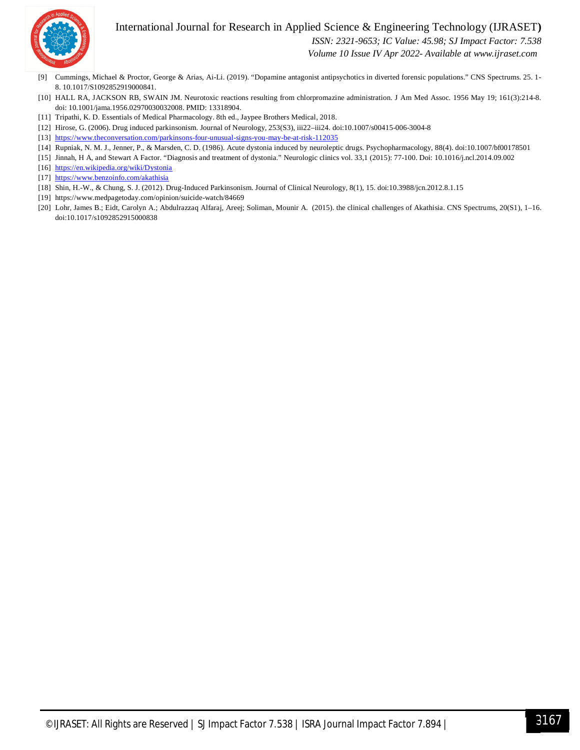[9] Cummings, Michael & Proctor, George & Arias, Ai-Li. (2019). "Dopamine antagonist antipsychotics in diverted forensic populations." CNS Spectrums. 25. 1-8. 10.1017/S1092852919000841.

[10] HALL RA, JACKSON RB, SWAIN JM. Neurotoxic reactions resulting from chlorpromazine administration. J Am Med Assoc. 1956 May 19; 161(3):214-8. doi: 10.1001/jama.1956.02970030032008. PMID: 13318904.

[11] Tripathi, K. D. Essentials of Medical Pharmacology. 8th ed., Jaypee Brothers Medical, 2018.

[12] Hirose, G. (2006). Drug induced parkinsonism. Journal of Neurology, 253(S3), iii22–iii24. doi:10.1007/s00415-006-3004-8

[13] https://www.theconversation.com/parkinsons-four-unusual-signs-you-may-be-at-risk-112035

[14] Rupniak, N. M. J., Jenner, P., & Marsden, C. D. (1986). Acute dystonia induced by neuroleptic drugs. Psychopharmacology, 88(4). doi:10.1007/bf00178501

[15] Jinnah, H A, and Stewart A Factor. "Diagnosis and treatment of dystonia." Neurologic clinics vol. 33,1 (2015): 77-100. Doi: 10.1016/j.ncl.2014.09.002

[16] https://en.wikipedia.org/wiki/Dystonia

[17] https://www.benzoinfo.com/akathisia

[18] Shin, H.-W., & Chung, S. J. (2012). Drug-Induced Parkinsonism. Journal of Clinical Neurology, 8(1), 15. doi:10.3988/jcn.2012.8.1.15

[19] https://www.medpagetoday.com/opinion/suicide-watch/84669

[20] Lohr, James B.; Eidt, Carolyn A.; Abdulrazzaq Alfaraj, Areej; Soliman, Mounir A. (2015). the clinical challenges of Akathisia. CNS Spectrums, 20(S1), 1–16. doi:10.1017/s1092852915000838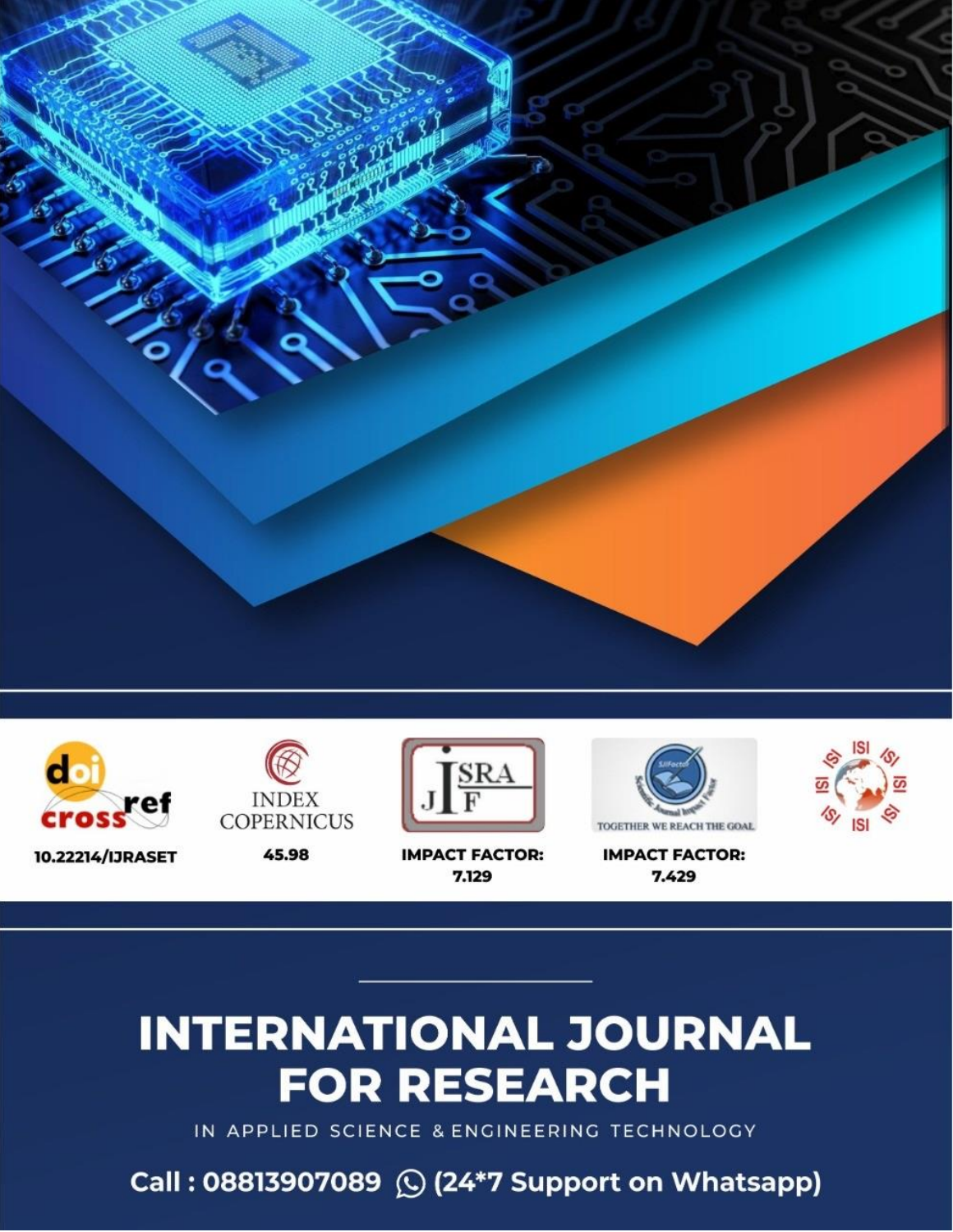10.22214/IJRASET

INDEX COPERNICUS

45.98

IMPACT FACTOR: 7.129

IMPACT FACTOR: 7.429

# INTERNATIONAL JOURNAL FOR RESEARCH

IN APPLIED SCIENCE & ENGINEERING TECHNOLOGY

Call : 08813907089 (24*7 Support on Whatsapp)